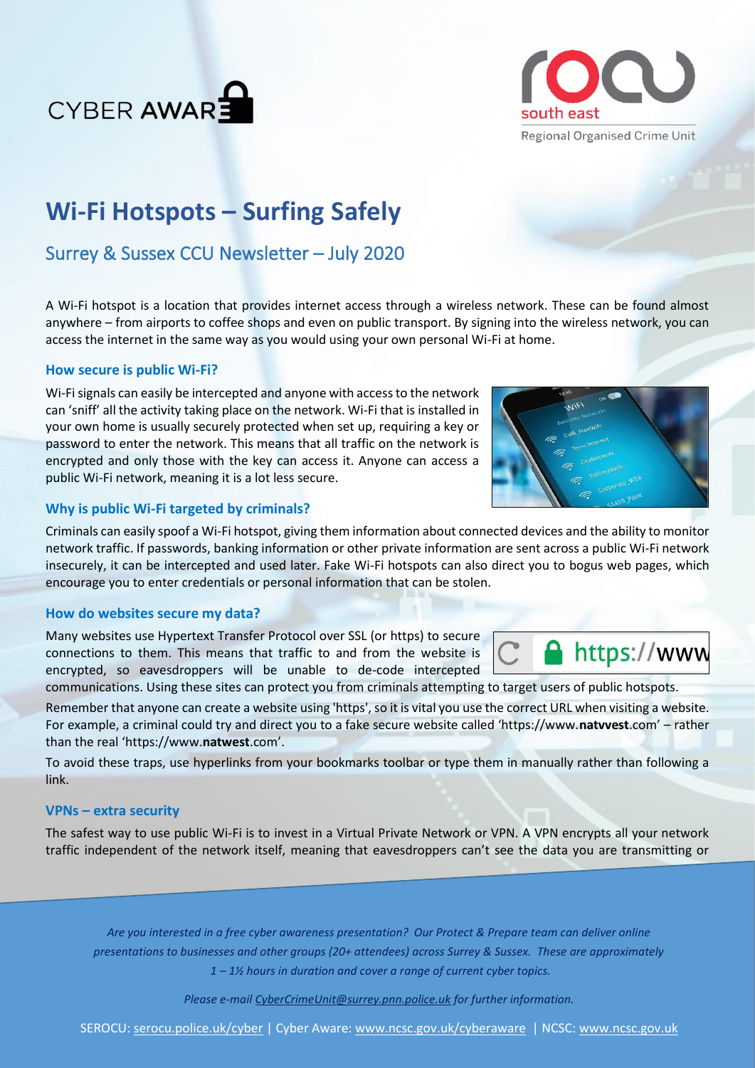CYBER AWARE

south east
Regional Organised Crime Unit

# Wi-Fi Hotspots – Surfing Safely

## Surrey & Sussex CCU Newsletter – July 2020

A Wi-Fi hotspot is a location that provides internet access through a wireless network. These can be found almost anywhere – from airports to coffee shops and even on public transport. By signing into the wireless network, you can access the internet in the same way as you would using your own personal Wi-Fi at home.

### How secure is public Wi-Fi?

Wi-Fi signals can easily be intercepted and anyone with access to the network can 'sniff' all the activity taking place on the network. Wi-Fi that is installed in your own home is usually securely protected when set up, requiring a key or password to enter the network. This means that all traffic on the network is encrypted and only those with the key can access it. Anyone can access a public Wi-Fi network, meaning it is a lot less secure.

### Why is public Wi-Fi targeted by criminals?

Criminals can easily spoof a Wi-Fi hotspot, giving them information about connected devices and the ability to monitor network traffic. If passwords, banking information or other private information are sent across a public Wi-Fi network insecurely, it can be intercepted and used later. Fake Wi-Fi hotspots can also direct you to bogus web pages, which encourage you to enter credentials or personal information that can be stolen.

### How do websites secure my data?

Many websites use Hypertext Transfer Protocol over SSL (or https) to secure connections to them. This means that traffic to and from the website is encrypted, so eavesdroppers will be unable to de-code intercepted communications. Using these sites can protect you from criminals attempting to target users of public hotspots.

Remember that anyone can create a website using 'https', so it is vital you use the correct URL when visiting a website. For example, a criminal could try and direct you to a fake secure website called 'https://www.**natvvest**.com' – rather than the real 'https://www.**natwest**.com'.

To avoid these traps, use hyperlinks from your bookmarks toolbar or type them in manually rather than following a link.

### VPNs – extra security

The safest way to use public Wi-Fi is to invest in a Virtual Private Network or VPN. A VPN encrypts all your network traffic independent of the network itself, meaning that eavesdroppers can't see the data you are transmitting or

*Are you interested in a free cyber awareness presentation? Our Protect & Prepare team can deliver online presentations to businesses and other groups (20+ attendees) across Surrey & Sussex. These are approximately 1 – 1½ hours in duration and cover a range of current cyber topics.*

*Please e-mail CyberCrimeUnit@surrey.pnn.police.uk for further information.*

SEROCU: serocu.police.uk/cyber | Cyber Aware: www.ncsc.gov.uk/cyberaware | NCSC: www.ncsc.gov.uk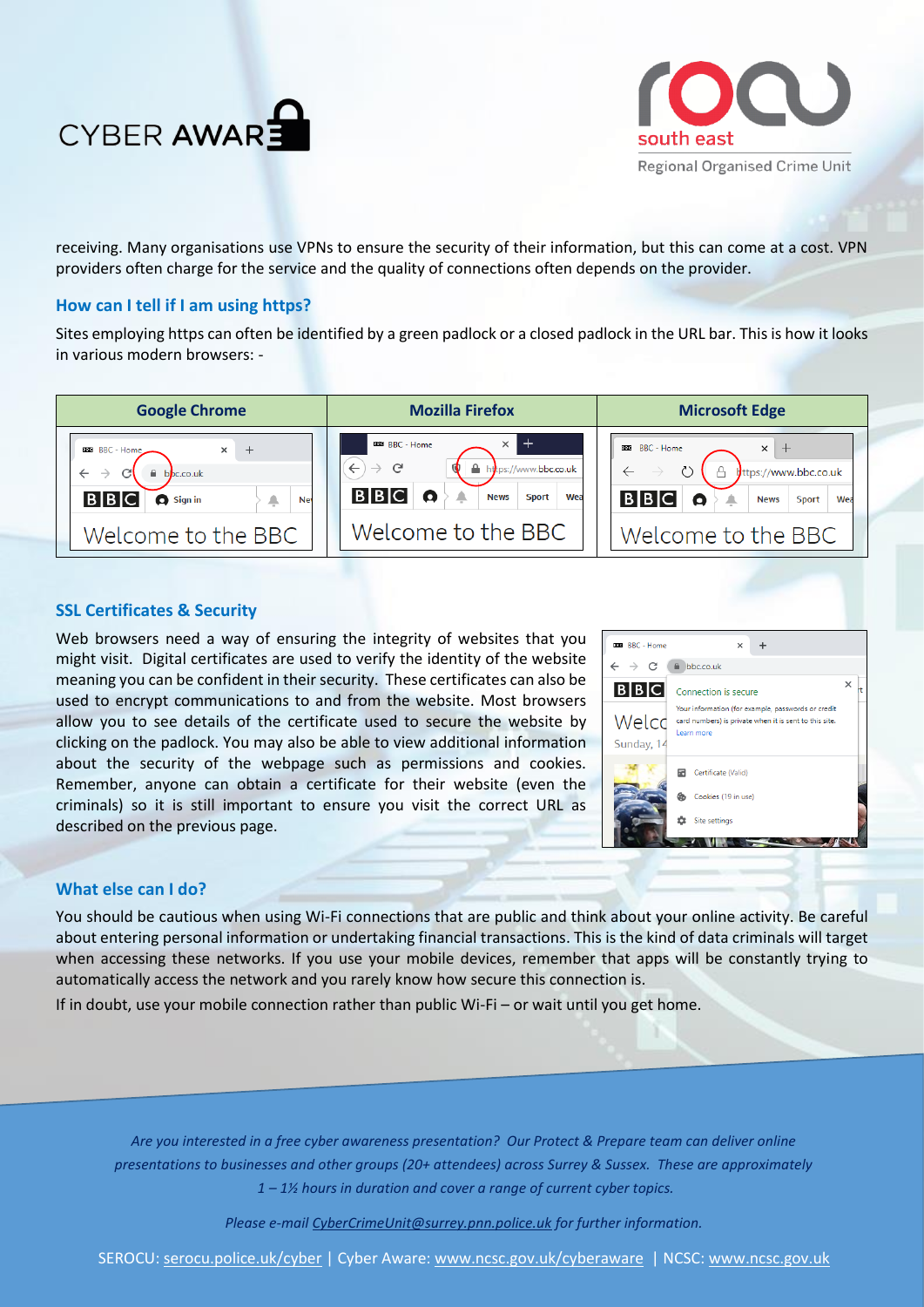receiving. Many organisations use VPNs to ensure the security of their information, but this can come at a cost. VPN providers often charge for the service and the quality of connections often depends on the provider.

### How can I tell if I am using https?

Sites employing https can often be identified by a green padlock or a closed padlock in the URL bar. This is how it looks in various modern browsers: -

| Google Chrome | Mozilla Firefox | Microsoft Edge |
|---|---|---|
| | | |

### SSL Certificates & Security

Web browsers need a way of ensuring the integrity of websites that you might visit. Digital certificates are used to verify the identity of the website meaning you can be confident in their security. These certificates can also be used to encrypt communications to and from the website. Most browsers allow you to see details of the certificate used to secure the website by clicking on the padlock. You may also be able to view additional information about the security of the webpage such as permissions and cookies. Remember, anyone can obtain a certificate for their website (even the criminals) so it is still important to ensure you visit the correct URL as described on the previous page.

### What else can I do?

You should be cautious when using Wi-Fi connections that are public and think about your online activity. Be careful about entering personal information or undertaking financial transactions. This is the kind of data criminals will target when accessing these networks. If you use your mobile devices, remember that apps will be constantly trying to automatically access the network and you rarely know how secure this connection is.

If in doubt, use your mobile connection rather than public Wi-Fi – or wait until you get home.

*Are you interested in a free cyber awareness presentation? Our Protect & Prepare team can deliver online presentations to businesses and other groups (20+ attendees) across Surrey & Sussex. These are approximately 1 – 1½ hours in duration and cover a range of current cyber topics.*

*Please e-mail CyberCrimeUnit@surrey.pnn.police.uk for further information.*

SEROCU: serocu.police.uk/cyber | Cyber Aware: www.ncsc.gov.uk/cyberaware | NCSC: www.ncsc.gov.uk